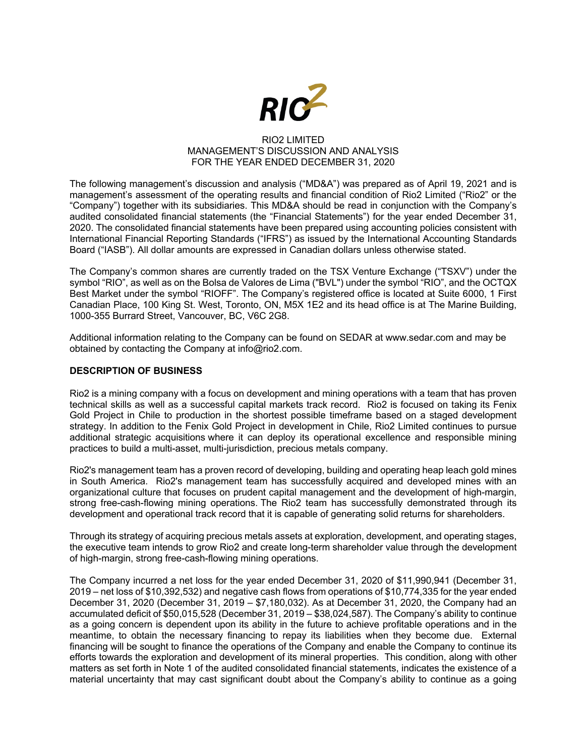RIO2 LIMITED
MANAGEMENT'S DISCUSSION AND ANALYSIS
FOR THE YEAR ENDED DECEMBER 31, 2020

The following management's discussion and analysis ("MD&A") was prepared as of April 19, 2021 and is management's assessment of the operating results and financial condition of Rio2 Limited ("Rio2" or the "Company") together with its subsidiaries. This MD&A should be read in conjunction with the Company's audited consolidated financial statements (the "Financial Statements") for the year ended December 31, 2020. The consolidated financial statements have been prepared using accounting policies consistent with International Financial Reporting Standards ("IFRS") as issued by the International Accounting Standards Board ("IASB"). All dollar amounts are expressed in Canadian dollars unless otherwise stated.

The Company's common shares are currently traded on the TSX Venture Exchange ("TSXV") under the symbol "RIO", as well as on the Bolsa de Valores de Lima ("BVL") under the symbol "RIO", and the OCTQX Best Market under the symbol "RIOFF". The Company's registered office is located at Suite 6000, 1 First Canadian Place, 100 King St. West, Toronto, ON, M5X 1E2 and its head office is at The Marine Building, 1000-355 Burrard Street, Vancouver, BC, V6C 2G8.

Additional information relating to the Company can be found on SEDAR at www.sedar.com and may be obtained by contacting the Company at info@rio2.com.

## DESCRIPTION OF BUSINESS

Rio2 is a mining company with a focus on development and mining operations with a team that has proven technical skills as well as a successful capital markets track record. Rio2 is focused on taking its Fenix Gold Project in Chile to production in the shortest possible timeframe based on a staged development strategy. In addition to the Fenix Gold Project in development in Chile, Rio2 Limited continues to pursue additional strategic acquisitions where it can deploy its operational excellence and responsible mining practices to build a multi-asset, multi-jurisdiction, precious metals company.

Rio2's management team has a proven record of developing, building and operating heap leach gold mines in South America. Rio2's management team has successfully acquired and developed mines with an organizational culture that focuses on prudent capital management and the development of high-margin, strong free-cash-flowing mining operations. The Rio2 team has successfully demonstrated through its development and operational track record that it is capable of generating solid returns for shareholders.

Through its strategy of acquiring precious metals assets at exploration, development, and operating stages, the executive team intends to grow Rio2 and create long-term shareholder value through the development of high-margin, strong free-cash-flowing mining operations.

The Company incurred a net loss for the year ended December 31, 2020 of $11,990,941 (December 31, 2019 – net loss of $10,392,532) and negative cash flows from operations of $10,774,335 for the year ended December 31, 2020 (December 31, 2019 – $7,180,032). As at December 31, 2020, the Company had an accumulated deficit of $50,015,528 (December 31, 2019 – $38,024,587). The Company's ability to continue as a going concern is dependent upon its ability in the future to achieve profitable operations and in the meantime, to obtain the necessary financing to repay its liabilities when they become due. External financing will be sought to finance the operations of the Company and enable the Company to continue its efforts towards the exploration and development of its mineral properties. This condition, along with other matters as set forth in Note 1 of the audited consolidated financial statements, indicates the existence of a material uncertainty that may cast significant doubt about the Company's ability to continue as a going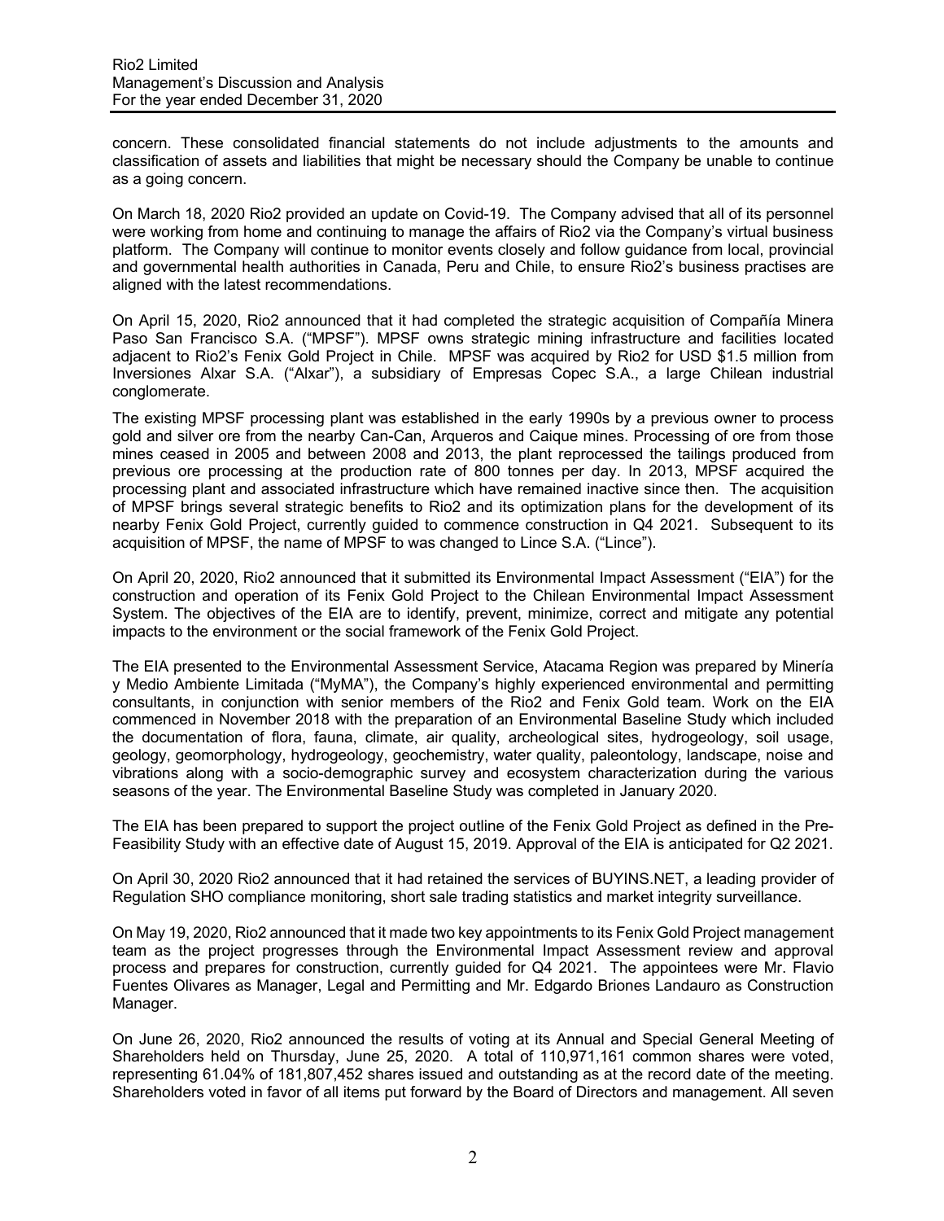concern. These consolidated financial statements do not include adjustments to the amounts and classification of assets and liabilities that might be necessary should the Company be unable to continue as a going concern.

On March 18, 2020 Rio2 provided an update on Covid-19. The Company advised that all of its personnel were working from home and continuing to manage the affairs of Rio2 via the Company's virtual business platform. The Company will continue to monitor events closely and follow guidance from local, provincial and governmental health authorities in Canada, Peru and Chile, to ensure Rio2's business practises are aligned with the latest recommendations.

On April 15, 2020, Rio2 announced that it had completed the strategic acquisition of Compañía Minera Paso San Francisco S.A. ("MPSF"). MPSF owns strategic mining infrastructure and facilities located adjacent to Rio2's Fenix Gold Project in Chile. MPSF was acquired by Rio2 for USD $1.5 million from Inversiones Alxar S.A. ("Alxar"), a subsidiary of Empresas Copec S.A., a large Chilean industrial conglomerate.

The existing MPSF processing plant was established in the early 1990s by a previous owner to process gold and silver ore from the nearby Can-Can, Arqueros and Caique mines. Processing of ore from those mines ceased in 2005 and between 2008 and 2013, the plant reprocessed the tailings produced from previous ore processing at the production rate of 800 tonnes per day. In 2013, MPSF acquired the processing plant and associated infrastructure which have remained inactive since then. The acquisition of MPSF brings several strategic benefits to Rio2 and its optimization plans for the development of its nearby Fenix Gold Project, currently guided to commence construction in Q4 2021. Subsequent to its acquisition of MPSF, the name of MPSF to was changed to Lince S.A. ("Lince").

On April 20, 2020, Rio2 announced that it submitted its Environmental Impact Assessment ("EIA") for the construction and operation of its Fenix Gold Project to the Chilean Environmental Impact Assessment System. The objectives of the EIA are to identify, prevent, minimize, correct and mitigate any potential impacts to the environment or the social framework of the Fenix Gold Project.

The EIA presented to the Environmental Assessment Service, Atacama Region was prepared by Minería y Medio Ambiente Limitada ("MyMA"), the Company's highly experienced environmental and permitting consultants, in conjunction with senior members of the Rio2 and Fenix Gold team. Work on the EIA commenced in November 2018 with the preparation of an Environmental Baseline Study which included the documentation of flora, fauna, climate, air quality, archeological sites, hydrogeology, soil usage, geology, geomorphology, hydrogeology, geochemistry, water quality, paleontology, landscape, noise and vibrations along with a socio-demographic survey and ecosystem characterization during the various seasons of the year. The Environmental Baseline Study was completed in January 2020.

The EIA has been prepared to support the project outline of the Fenix Gold Project as defined in the Pre-Feasibility Study with an effective date of August 15, 2019. Approval of the EIA is anticipated for Q2 2021.

On April 30, 2020 Rio2 announced that it had retained the services of BUYINS.NET, a leading provider of Regulation SHO compliance monitoring, short sale trading statistics and market integrity surveillance.

On May 19, 2020, Rio2 announced that it made two key appointments to its Fenix Gold Project management team as the project progresses through the Environmental Impact Assessment review and approval process and prepares for construction, currently guided for Q4 2021. The appointees were Mr. Flavio Fuentes Olivares as Manager, Legal and Permitting and Mr. Edgardo Briones Landauro as Construction Manager.

On June 26, 2020, Rio2 announced the results of voting at its Annual and Special General Meeting of Shareholders held on Thursday, June 25, 2020. A total of 110,971,161 common shares were voted, representing 61.04% of 181,807,452 shares issued and outstanding as at the record date of the meeting. Shareholders voted in favor of all items put forward by the Board of Directors and management. All seven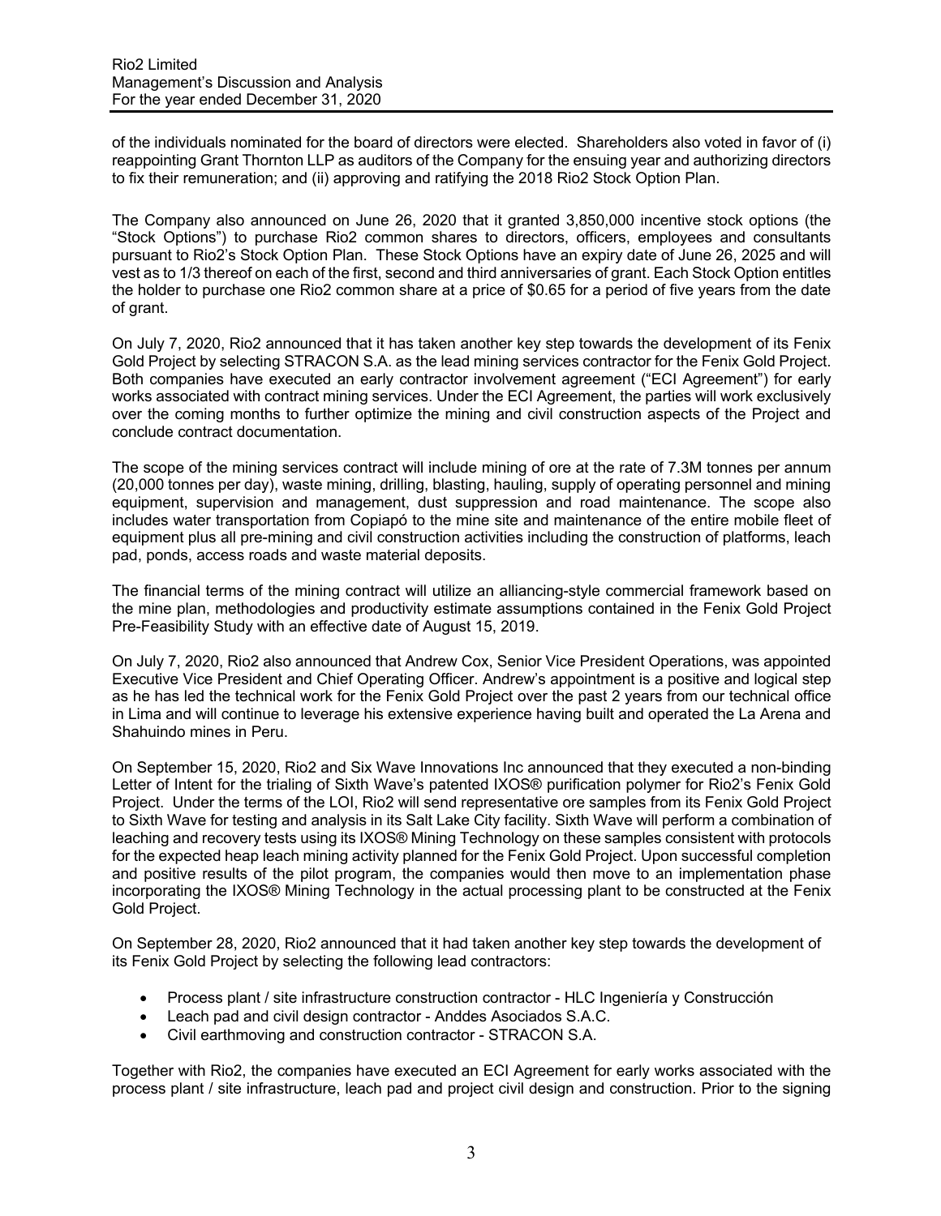of the individuals nominated for the board of directors were elected. Shareholders also voted in favor of (i) reappointing Grant Thornton LLP as auditors of the Company for the ensuing year and authorizing directors to fix their remuneration; and (ii) approving and ratifying the 2018 Rio2 Stock Option Plan.

The Company also announced on June 26, 2020 that it granted 3,850,000 incentive stock options (the "Stock Options") to purchase Rio2 common shares to directors, officers, employees and consultants pursuant to Rio2's Stock Option Plan. These Stock Options have an expiry date of June 26, 2025 and will vest as to 1/3 thereof on each of the first, second and third anniversaries of grant. Each Stock Option entitles the holder to purchase one Rio2 common share at a price of $0.65 for a period of five years from the date of grant.

On July 7, 2020, Rio2 announced that it has taken another key step towards the development of its Fenix Gold Project by selecting STRACON S.A. as the lead mining services contractor for the Fenix Gold Project. Both companies have executed an early contractor involvement agreement ("ECI Agreement") for early works associated with contract mining services. Under the ECI Agreement, the parties will work exclusively over the coming months to further optimize the mining and civil construction aspects of the Project and conclude contract documentation.

The scope of the mining services contract will include mining of ore at the rate of 7.3M tonnes per annum (20,000 tonnes per day), waste mining, drilling, blasting, hauling, supply of operating personnel and mining equipment, supervision and management, dust suppression and road maintenance. The scope also includes water transportation from Copiapó to the mine site and maintenance of the entire mobile fleet of equipment plus all pre-mining and civil construction activities including the construction of platforms, leach pad, ponds, access roads and waste material deposits.

The financial terms of the mining contract will utilize an alliancing-style commercial framework based on the mine plan, methodologies and productivity estimate assumptions contained in the Fenix Gold Project Pre-Feasibility Study with an effective date of August 15, 2019.

On July 7, 2020, Rio2 also announced that Andrew Cox, Senior Vice President Operations, was appointed Executive Vice President and Chief Operating Officer. Andrew's appointment is a positive and logical step as he has led the technical work for the Fenix Gold Project over the past 2 years from our technical office in Lima and will continue to leverage his extensive experience having built and operated the La Arena and Shahuindo mines in Peru.

On September 15, 2020, Rio2 and Six Wave Innovations Inc announced that they executed a non-binding Letter of Intent for the trialing of Sixth Wave's patented IXOS® purification polymer for Rio2's Fenix Gold Project. Under the terms of the LOI, Rio2 will send representative ore samples from its Fenix Gold Project to Sixth Wave for testing and analysis in its Salt Lake City facility. Sixth Wave will perform a combination of leaching and recovery tests using its IXOS® Mining Technology on these samples consistent with protocols for the expected heap leach mining activity planned for the Fenix Gold Project. Upon successful completion and positive results of the pilot program, the companies would then move to an implementation phase incorporating the IXOS® Mining Technology in the actual processing plant to be constructed at the Fenix Gold Project.

On September 28, 2020, Rio2 announced that it had taken another key step towards the development of its Fenix Gold Project by selecting the following lead contractors:

- Process plant / site infrastructure construction contractor - HLC Ingeniería y Construcción
- Leach pad and civil design contractor - Anddes Asociados S.A.C.
- Civil earthmoving and construction contractor - STRACON S.A.

Together with Rio2, the companies have executed an ECI Agreement for early works associated with the process plant / site infrastructure, leach pad and project civil design and construction. Prior to the signing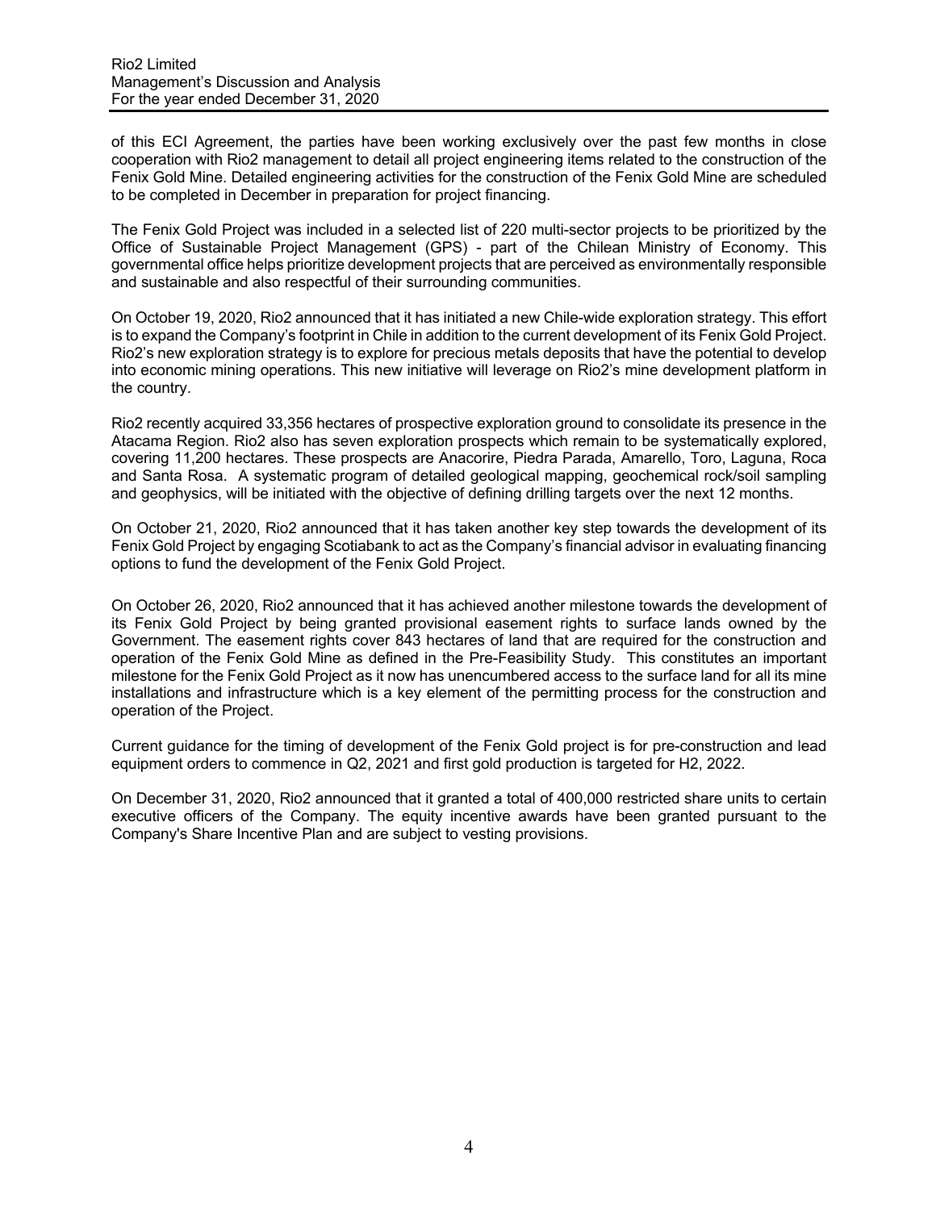of this ECI Agreement, the parties have been working exclusively over the past few months in close cooperation with Rio2 management to detail all project engineering items related to the construction of the Fenix Gold Mine. Detailed engineering activities for the construction of the Fenix Gold Mine are scheduled to be completed in December in preparation for project financing.

The Fenix Gold Project was included in a selected list of 220 multi-sector projects to be prioritized by the Office of Sustainable Project Management (GPS) - part of the Chilean Ministry of Economy. This governmental office helps prioritize development projects that are perceived as environmentally responsible and sustainable and also respectful of their surrounding communities.

On October 19, 2020, Rio2 announced that it has initiated a new Chile-wide exploration strategy. This effort is to expand the Company's footprint in Chile in addition to the current development of its Fenix Gold Project. Rio2's new exploration strategy is to explore for precious metals deposits that have the potential to develop into economic mining operations. This new initiative will leverage on Rio2's mine development platform in the country.

Rio2 recently acquired 33,356 hectares of prospective exploration ground to consolidate its presence in the Atacama Region. Rio2 also has seven exploration prospects which remain to be systematically explored, covering 11,200 hectares. These prospects are Anacorire, Piedra Parada, Amarello, Toro, Laguna, Roca and Santa Rosa. A systematic program of detailed geological mapping, geochemical rock/soil sampling and geophysics, will be initiated with the objective of defining drilling targets over the next 12 months.

On October 21, 2020, Rio2 announced that it has taken another key step towards the development of its Fenix Gold Project by engaging Scotiabank to act as the Company's financial advisor in evaluating financing options to fund the development of the Fenix Gold Project.

On October 26, 2020, Rio2 announced that it has achieved another milestone towards the development of its Fenix Gold Project by being granted provisional easement rights to surface lands owned by the Government. The easement rights cover 843 hectares of land that are required for the construction and operation of the Fenix Gold Mine as defined in the Pre-Feasibility Study. This constitutes an important milestone for the Fenix Gold Project as it now has unencumbered access to the surface land for all its mine installations and infrastructure which is a key element of the permitting process for the construction and operation of the Project.

Current guidance for the timing of development of the Fenix Gold project is for pre-construction and lead equipment orders to commence in Q2, 2021 and first gold production is targeted for H2, 2022.

On December 31, 2020, Rio2 announced that it granted a total of 400,000 restricted share units to certain executive officers of the Company. The equity incentive awards have been granted pursuant to the Company's Share Incentive Plan and are subject to vesting provisions.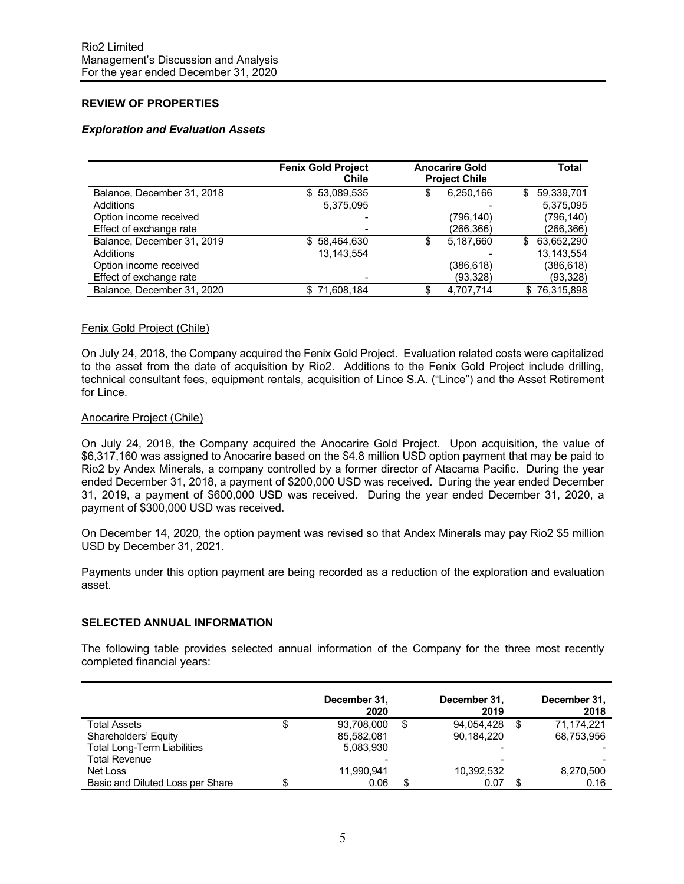## REVIEW OF PROPERTIES

### *Exploration and Evaluation Assets*

| | Fenix Gold Project Chile | Anocarire Gold Project Chile | Total |
|---|---|---|---|
| Balance, December 31, 2018 | $ 53,089,535 | $ 6,250,166 | $ 59,339,701 |
| Additions | 5,375,095 | - | 5,375,095 |
| Option income received | - | (796,140) | (796,140) |
| Effect of exchange rate | - | (266,366) | (266,366) |
| Balance, December 31, 2019 | $ 58,464,630 | $ 5,187,660 | $ 63,652,290 |
| Additions | 13,143,554 | - | 13,143,554 |
| Option income received | | (386,618) | (386,618) |
| Effect of exchange rate | - | (93,328) | (93,328) |
| Balance, December 31, 2020 | $ 71,608,184 | $ 4,707,714 | $ 76,315,898 |

#### Fenix Gold Project (Chile)

On July 24, 2018, the Company acquired the Fenix Gold Project. Evaluation related costs were capitalized to the asset from the date of acquisition by Rio2. Additions to the Fenix Gold Project include drilling, technical consultant fees, equipment rentals, acquisition of Lince S.A. ("Lince") and the Asset Retirement for Lince.

#### Anocarire Project (Chile)

On July 24, 2018, the Company acquired the Anocarire Gold Project. Upon acquisition, the value of $6,317,160 was assigned to Anocarire based on the $4.8 million USD option payment that may be paid to Rio2 by Andex Minerals, a company controlled by a former director of Atacama Pacific. During the year ended December 31, 2018, a payment of $200,000 USD was received. During the year ended December 31, 2019, a payment of $600,000 USD was received. During the year ended December 31, 2020, a payment of $300,000 USD was received.

On December 14, 2020, the option payment was revised so that Andex Minerals may pay Rio2 $5 million USD by December 31, 2021.

Payments under this option payment are being recorded as a reduction of the exploration and evaluation asset.

## SELECTED ANNUAL INFORMATION

The following table provides selected annual information of the Company for the three most recently completed financial years:

| | December 31, 2020 | December 31, 2019 | December 31, 2018 |
|---|---|---|---|
| Total Assets | $ 93,708,000 | $ 94,054,428 | $ 71,174,221 |
| Shareholders' Equity | 85,582,081 | 90,184,220 | 68,753,956 |
| Total Long-Term Liabilities | 5,083,930 | - | - |
| Total Revenue | - | - | - |
| Net Loss | 11,990,941 | 10,392,532 | 8,270,500 |
| Basic and Diluted Loss per Share | $ 0.06 | $ 0.07 | $ 0.16 |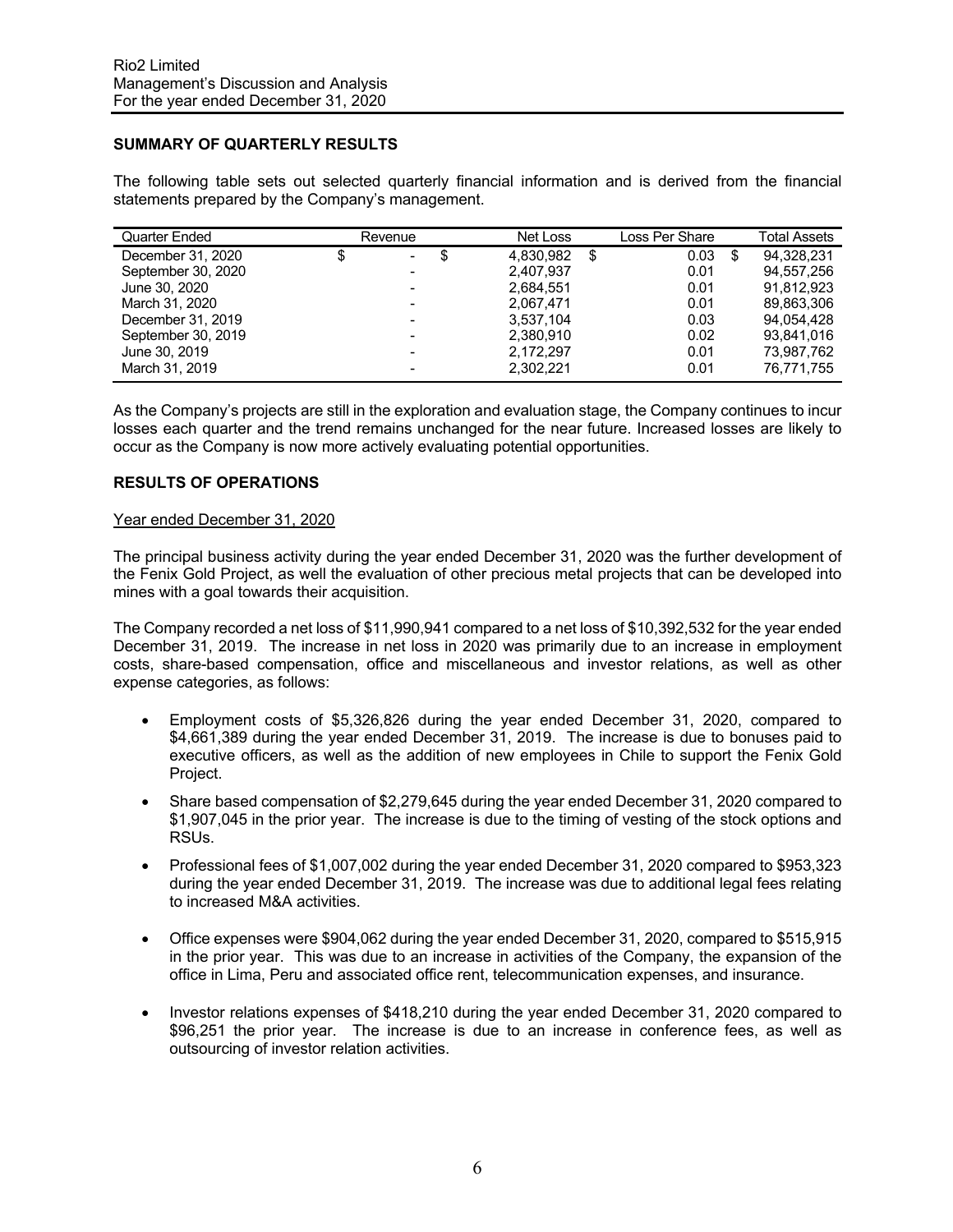## SUMMARY OF QUARTERLY RESULTS

The following table sets out selected quarterly financial information and is derived from the financial statements prepared by the Company's management.

| Quarter Ended | Revenue | Net Loss | Loss Per Share | Total Assets |
|---|---|---|---|---|
| December 31, 2020 | $ - | $ 4,830,982 | $ 0.03 | $ 94,328,231 |
| September 30, 2020 | - | 2,407,937 | 0.01 | 94,557,256 |
| June 30, 2020 | - | 2,684,551 | 0.01 | 91,812,923 |
| March 31, 2020 | - | 2,067,471 | 0.01 | 89,863,306 |
| December 31, 2019 | - | 3,537,104 | 0.03 | 94,054,428 |
| September 30, 2019 | - | 2,380,910 | 0.02 | 93,841,016 |
| June 30, 2019 | - | 2,172,297 | 0.01 | 73,987,762 |
| March 31, 2019 | - | 2,302,221 | 0.01 | 76,771,755 |

As the Company's projects are still in the exploration and evaluation stage, the Company continues to incur losses each quarter and the trend remains unchanged for the near future. Increased losses are likely to occur as the Company is now more actively evaluating potential opportunities.

## RESULTS OF OPERATIONS

Year ended December 31, 2020

The principal business activity during the year ended December 31, 2020 was the further development of the Fenix Gold Project, as well the evaluation of other precious metal projects that can be developed into mines with a goal towards their acquisition.

The Company recorded a net loss of $11,990,941 compared to a net loss of $10,392,532 for the year ended December 31, 2019. The increase in net loss in 2020 was primarily due to an increase in employment costs, share-based compensation, office and miscellaneous and investor relations, as well as other expense categories, as follows:

- Employment costs of $5,326,826 during the year ended December 31, 2020, compared to $4,661,389 during the year ended December 31, 2019. The increase is due to bonuses paid to executive officers, as well as the addition of new employees in Chile to support the Fenix Gold Project.
- Share based compensation of $2,279,645 during the year ended December 31, 2020 compared to $1,907,045 in the prior year. The increase is due to the timing of vesting of the stock options and RSUs.
- Professional fees of $1,007,002 during the year ended December 31, 2020 compared to $953,323 during the year ended December 31, 2019. The increase was due to additional legal fees relating to increased M&A activities.
- Office expenses were $904,062 during the year ended December 31, 2020, compared to $515,915 in the prior year. This was due to an increase in activities of the Company, the expansion of the office in Lima, Peru and associated office rent, telecommunication expenses, and insurance.
- Investor relations expenses of $418,210 during the year ended December 31, 2020 compared to $96,251 the prior year. The increase is due to an increase in conference fees, as well as outsourcing of investor relation activities.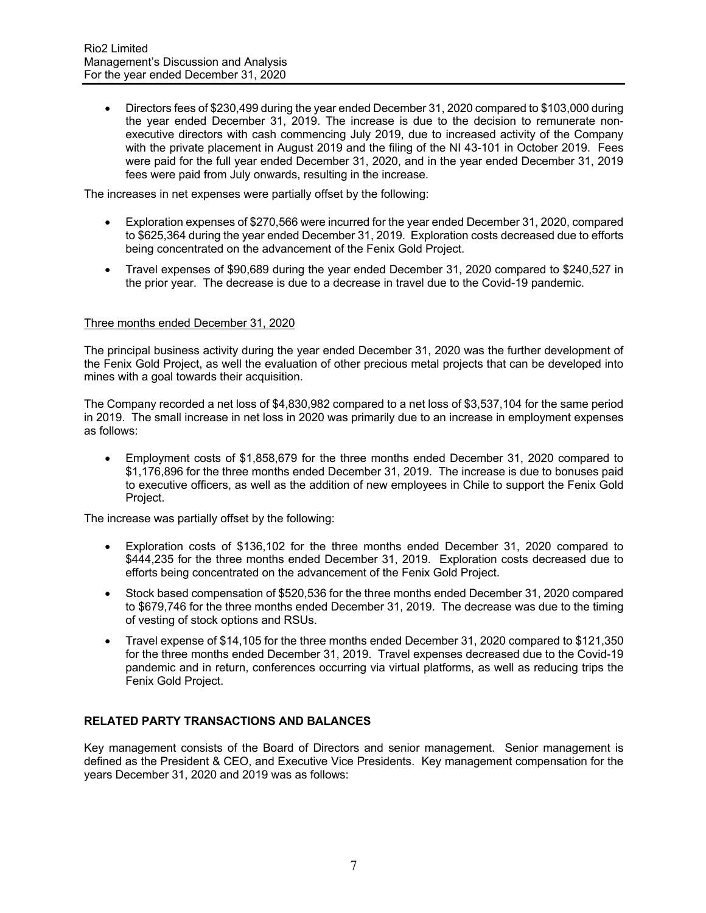- Directors fees of $230,499 during the year ended December 31, 2020 compared to $103,000 during the year ended December 31, 2019. The increase is due to the decision to remunerate non-executive directors with cash commencing July 2019, due to increased activity of the Company with the private placement in August 2019 and the filing of the NI 43-101 in October 2019. Fees were paid for the full year ended December 31, 2020, and in the year ended December 31, 2019 fees were paid from July onwards, resulting in the increase.

The increases in net expenses were partially offset by the following:

- Exploration expenses of $270,566 were incurred for the year ended December 31, 2020, compared to $625,364 during the year ended December 31, 2019. Exploration costs decreased due to efforts being concentrated on the advancement of the Fenix Gold Project.
- Travel expenses of $90,689 during the year ended December 31, 2020 compared to $240,527 in the prior year. The decrease is due to a decrease in travel due to the Covid-19 pandemic.

Three months ended December 31, 2020

The principal business activity during the year ended December 31, 2020 was the further development of the Fenix Gold Project, as well the evaluation of other precious metal projects that can be developed into mines with a goal towards their acquisition.

The Company recorded a net loss of $4,830,982 compared to a net loss of $3,537,104 for the same period in 2019. The small increase in net loss in 2020 was primarily due to an increase in employment expenses as follows:

- Employment costs of $1,858,679 for the three months ended December 31, 2020 compared to $1,176,896 for the three months ended December 31, 2019. The increase is due to bonuses paid to executive officers, as well as the addition of new employees in Chile to support the Fenix Gold Project.

The increase was partially offset by the following:

- Exploration costs of $136,102 for the three months ended December 31, 2020 compared to $444,235 for the three months ended December 31, 2019. Exploration costs decreased due to efforts being concentrated on the advancement of the Fenix Gold Project.
- Stock based compensation of $520,536 for the three months ended December 31, 2020 compared to $679,746 for the three months ended December 31, 2019. The decrease was due to the timing of vesting of stock options and RSUs.
- Travel expense of $14,105 for the three months ended December 31, 2020 compared to $121,350 for the three months ended December 31, 2019. Travel expenses decreased due to the Covid-19 pandemic and in return, conferences occurring via virtual platforms, as well as reducing trips the Fenix Gold Project.

## RELATED PARTY TRANSACTIONS AND BALANCES

Key management consists of the Board of Directors and senior management. Senior management is defined as the President & CEO, and Executive Vice Presidents. Key management compensation for the years December 31, 2020 and 2019 was as follows: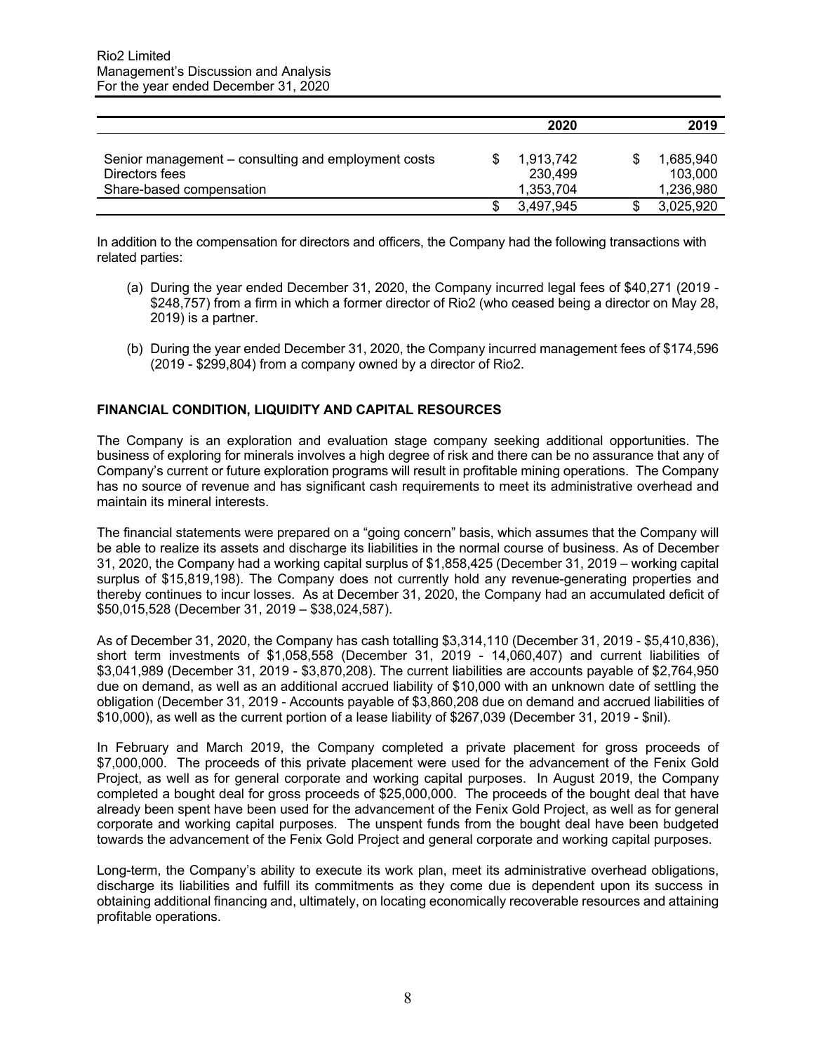| | 2020 | 2019 |
|---|---|---|
| Senior management – consulting and employment costs | $ 1,913,742 | $ 1,685,940 |
| Directors fees | 230,499 | 103,000 |
| Share-based compensation | 1,353,704 | 1,236,980 |
| | $ 3,497,945 | $ 3,025,920 |

In addition to the compensation for directors and officers, the Company had the following transactions with related parties:

(a) During the year ended December 31, 2020, the Company incurred legal fees of $40,271 (2019 - $248,757) from a firm in which a former director of Rio2 (who ceased being a director on May 28, 2019) is a partner.

(b) During the year ended December 31, 2020, the Company incurred management fees of $174,596 (2019 - $299,804) from a company owned by a director of Rio2.

## FINANCIAL CONDITION, LIQUIDITY AND CAPITAL RESOURCES

The Company is an exploration and evaluation stage company seeking additional opportunities. The business of exploring for minerals involves a high degree of risk and there can be no assurance that any of Company's current or future exploration programs will result in profitable mining operations. The Company has no source of revenue and has significant cash requirements to meet its administrative overhead and maintain its mineral interests.

The financial statements were prepared on a "going concern" basis, which assumes that the Company will be able to realize its assets and discharge its liabilities in the normal course of business. As of December 31, 2020, the Company had a working capital surplus of $1,858,425 (December 31, 2019 – working capital surplus of $15,819,198). The Company does not currently hold any revenue-generating properties and thereby continues to incur losses. As at December 31, 2020, the Company had an accumulated deficit of $50,015,528 (December 31, 2019 – $38,024,587).

As of December 31, 2020, the Company has cash totalling $3,314,110 (December 31, 2019 - $5,410,836), short term investments of $1,058,558 (December 31, 2019 - 14,060,407) and current liabilities of $3,041,989 (December 31, 2019 - $3,870,208). The current liabilities are accounts payable of $2,764,950 due on demand, as well as an additional accrued liability of $10,000 with an unknown date of settling the obligation (December 31, 2019 - Accounts payable of $3,860,208 due on demand and accrued liabilities of $10,000), as well as the current portion of a lease liability of $267,039 (December 31, 2019 - $nil).

In February and March 2019, the Company completed a private placement for gross proceeds of $7,000,000. The proceeds of this private placement were used for the advancement of the Fenix Gold Project, as well as for general corporate and working capital purposes. In August 2019, the Company completed a bought deal for gross proceeds of $25,000,000. The proceeds of the bought deal that have already been spent have been used for the advancement of the Fenix Gold Project, as well as for general corporate and working capital purposes. The unspent funds from the bought deal have been budgeted towards the advancement of the Fenix Gold Project and general corporate and working capital purposes.

Long-term, the Company's ability to execute its work plan, meet its administrative overhead obligations, discharge its liabilities and fulfill its commitments as they come due is dependent upon its success in obtaining additional financing and, ultimately, on locating economically recoverable resources and attaining profitable operations.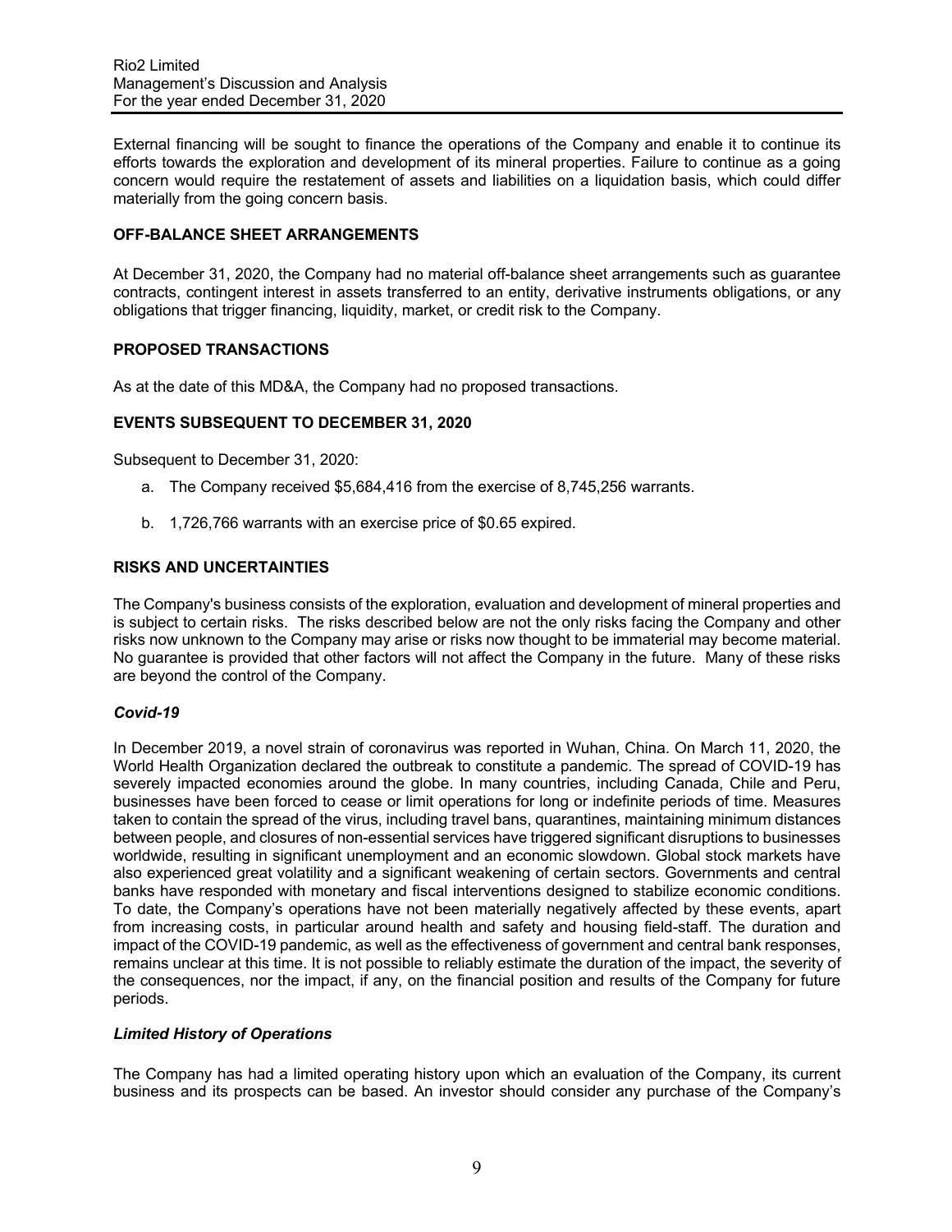External financing will be sought to finance the operations of the Company and enable it to continue its efforts towards the exploration and development of its mineral properties. Failure to continue as a going concern would require the restatement of assets and liabilities on a liquidation basis, which could differ materially from the going concern basis.

## OFF-BALANCE SHEET ARRANGEMENTS

At December 31, 2020, the Company had no material off-balance sheet arrangements such as guarantee contracts, contingent interest in assets transferred to an entity, derivative instruments obligations, or any obligations that trigger financing, liquidity, market, or credit risk to the Company.

## PROPOSED TRANSACTIONS

As at the date of this MD&A, the Company had no proposed transactions.

## EVENTS SUBSEQUENT TO DECEMBER 31, 2020

Subsequent to December 31, 2020:

a. The Company received $5,684,416 from the exercise of 8,745,256 warrants.

b. 1,726,766 warrants with an exercise price of $0.65 expired.

## RISKS AND UNCERTAINTIES

The Company's business consists of the exploration, evaluation and development of mineral properties and is subject to certain risks. The risks described below are not the only risks facing the Company and other risks now unknown to the Company may arise or risks now thought to be immaterial may become material. No guarantee is provided that other factors will not affect the Company in the future. Many of these risks are beyond the control of the Company.

### *Covid-19*

In December 2019, a novel strain of coronavirus was reported in Wuhan, China. On March 11, 2020, the World Health Organization declared the outbreak to constitute a pandemic. The spread of COVID-19 has severely impacted economies around the globe. In many countries, including Canada, Chile and Peru, businesses have been forced to cease or limit operations for long or indefinite periods of time. Measures taken to contain the spread of the virus, including travel bans, quarantines, maintaining minimum distances between people, and closures of non-essential services have triggered significant disruptions to businesses worldwide, resulting in significant unemployment and an economic slowdown. Global stock markets have also experienced great volatility and a significant weakening of certain sectors. Governments and central banks have responded with monetary and fiscal interventions designed to stabilize economic conditions. To date, the Company's operations have not been materially negatively affected by these events, apart from increasing costs, in particular around health and safety and housing field-staff. The duration and impact of the COVID-19 pandemic, as well as the effectiveness of government and central bank responses, remains unclear at this time. It is not possible to reliably estimate the duration of the impact, the severity of the consequences, nor the impact, if any, on the financial position and results of the Company for future periods.

### *Limited History of Operations*

The Company has had a limited operating history upon which an evaluation of the Company, its current business and its prospects can be based. An investor should consider any purchase of the Company's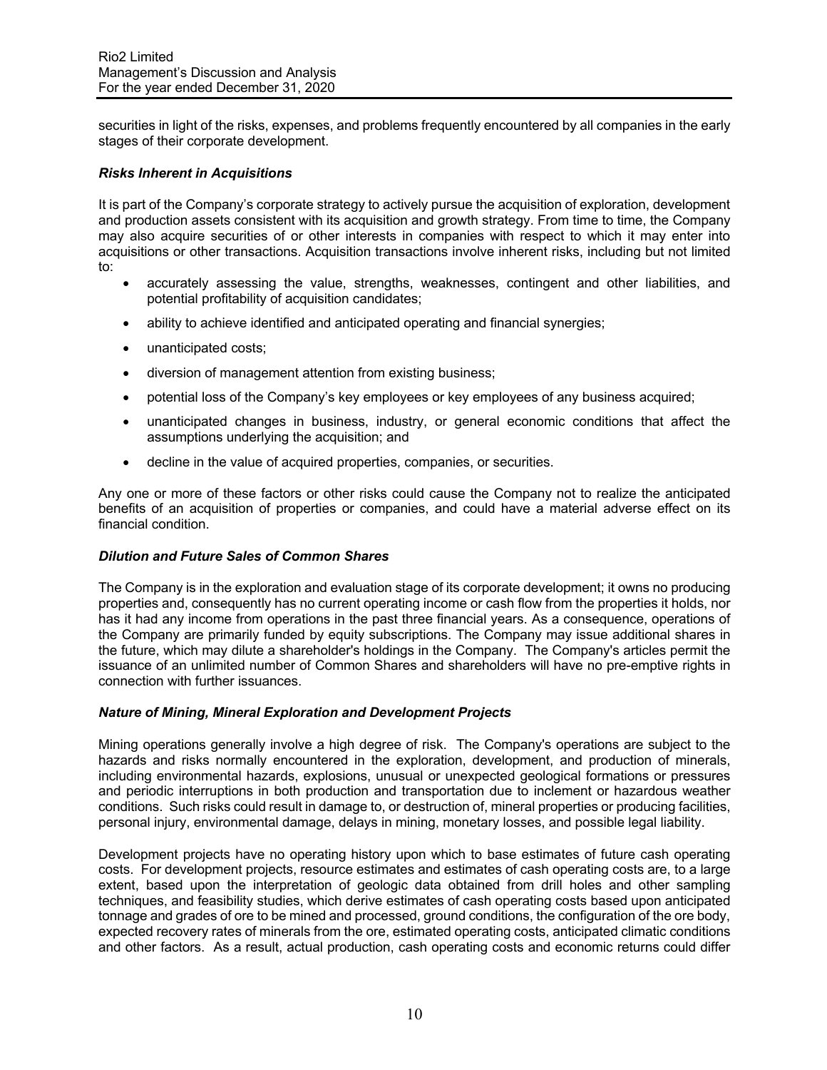securities in light of the risks, expenses, and problems frequently encountered by all companies in the early stages of their corporate development.

***Risks Inherent in Acquisitions***

It is part of the Company's corporate strategy to actively pursue the acquisition of exploration, development and production assets consistent with its acquisition and growth strategy. From time to time, the Company may also acquire securities of or other interests in companies with respect to which it may enter into acquisitions or other transactions. Acquisition transactions involve inherent risks, including but not limited to:

- accurately assessing the value, strengths, weaknesses, contingent and other liabilities, and potential profitability of acquisition candidates;
- ability to achieve identified and anticipated operating and financial synergies;
- unanticipated costs;
- diversion of management attention from existing business;
- potential loss of the Company's key employees or key employees of any business acquired;
- unanticipated changes in business, industry, or general economic conditions that affect the assumptions underlying the acquisition; and
- decline in the value of acquired properties, companies, or securities.

Any one or more of these factors or other risks could cause the Company not to realize the anticipated benefits of an acquisition of properties or companies, and could have a material adverse effect on its financial condition.

***Dilution and Future Sales of Common Shares***

The Company is in the exploration and evaluation stage of its corporate development; it owns no producing properties and, consequently has no current operating income or cash flow from the properties it holds, nor has it had any income from operations in the past three financial years. As a consequence, operations of the Company are primarily funded by equity subscriptions. The Company may issue additional shares in the future, which may dilute a shareholder's holdings in the Company. The Company's articles permit the issuance of an unlimited number of Common Shares and shareholders will have no pre-emptive rights in connection with further issuances.

***Nature of Mining, Mineral Exploration and Development Projects***

Mining operations generally involve a high degree of risk. The Company's operations are subject to the hazards and risks normally encountered in the exploration, development, and production of minerals, including environmental hazards, explosions, unusual or unexpected geological formations or pressures and periodic interruptions in both production and transportation due to inclement or hazardous weather conditions. Such risks could result in damage to, or destruction of, mineral properties or producing facilities, personal injury, environmental damage, delays in mining, monetary losses, and possible legal liability.

Development projects have no operating history upon which to base estimates of future cash operating costs. For development projects, resource estimates and estimates of cash operating costs are, to a large extent, based upon the interpretation of geologic data obtained from drill holes and other sampling techniques, and feasibility studies, which derive estimates of cash operating costs based upon anticipated tonnage and grades of ore to be mined and processed, ground conditions, the configuration of the ore body, expected recovery rates of minerals from the ore, estimated operating costs, anticipated climatic conditions and other factors. As a result, actual production, cash operating costs and economic returns could differ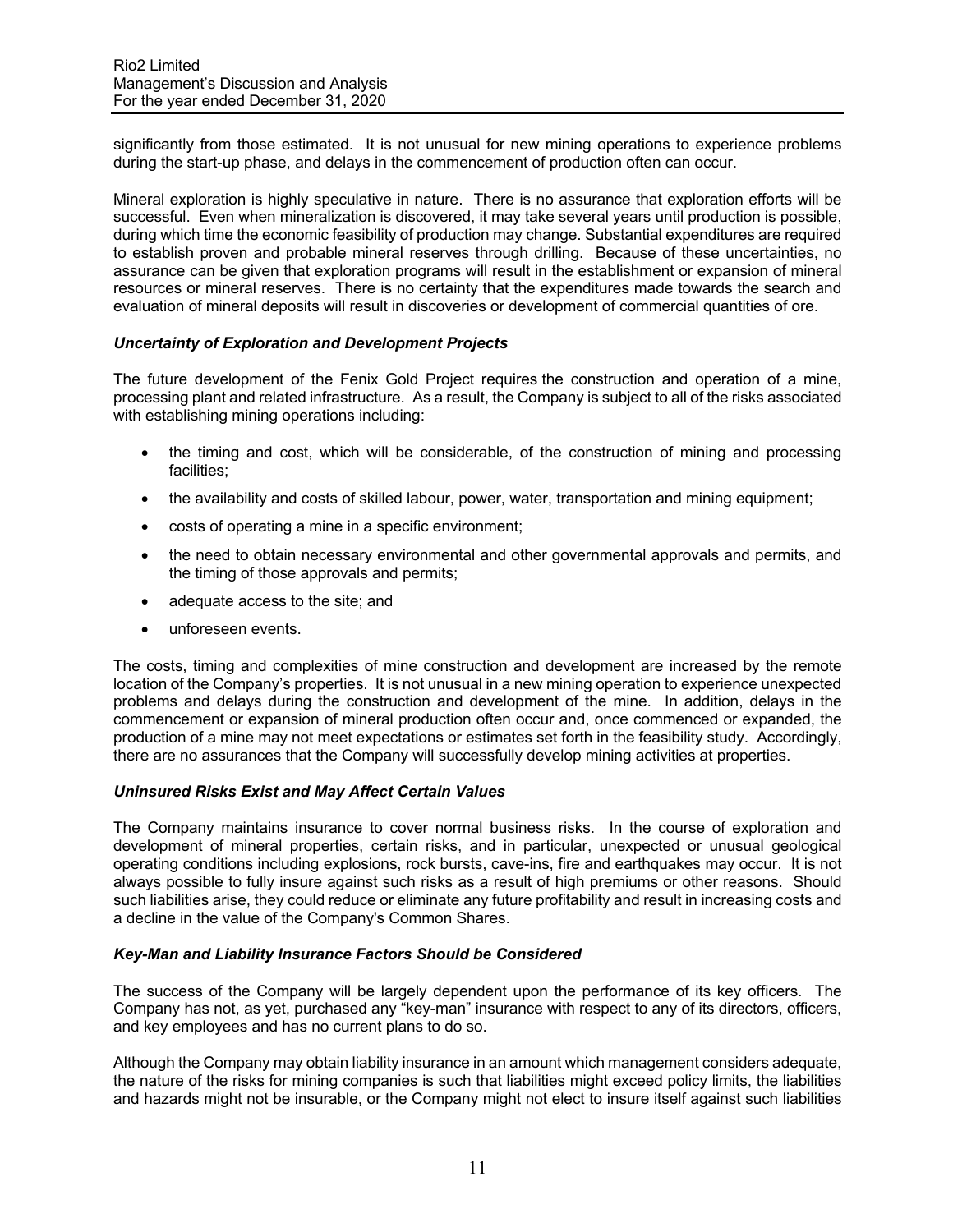significantly from those estimated. It is not unusual for new mining operations to experience problems during the start-up phase, and delays in the commencement of production often can occur.

Mineral exploration is highly speculative in nature. There is no assurance that exploration efforts will be successful. Even when mineralization is discovered, it may take several years until production is possible, during which time the economic feasibility of production may change. Substantial expenditures are required to establish proven and probable mineral reserves through drilling. Because of these uncertainties, no assurance can be given that exploration programs will result in the establishment or expansion of mineral resources or mineral reserves. There is no certainty that the expenditures made towards the search and evaluation of mineral deposits will result in discoveries or development of commercial quantities of ore.

### *Uncertainty of Exploration and Development Projects*

The future development of the Fenix Gold Project requires the construction and operation of a mine, processing plant and related infrastructure. As a result, the Company is subject to all of the risks associated with establishing mining operations including:

- the timing and cost, which will be considerable, of the construction of mining and processing facilities;
- the availability and costs of skilled labour, power, water, transportation and mining equipment;
- costs of operating a mine in a specific environment;
- the need to obtain necessary environmental and other governmental approvals and permits, and the timing of those approvals and permits;
- adequate access to the site; and
- unforeseen events.

The costs, timing and complexities of mine construction and development are increased by the remote location of the Company's properties. It is not unusual in a new mining operation to experience unexpected problems and delays during the construction and development of the mine. In addition, delays in the commencement or expansion of mineral production often occur and, once commenced or expanded, the production of a mine may not meet expectations or estimates set forth in the feasibility study. Accordingly, there are no assurances that the Company will successfully develop mining activities at properties.

### *Uninsured Risks Exist and May Affect Certain Values*

The Company maintains insurance to cover normal business risks. In the course of exploration and development of mineral properties, certain risks, and in particular, unexpected or unusual geological operating conditions including explosions, rock bursts, cave-ins, fire and earthquakes may occur. It is not always possible to fully insure against such risks as a result of high premiums or other reasons. Should such liabilities arise, they could reduce or eliminate any future profitability and result in increasing costs and a decline in the value of the Company's Common Shares.

### *Key-Man and Liability Insurance Factors Should be Considered*

The success of the Company will be largely dependent upon the performance of its key officers. The Company has not, as yet, purchased any "key-man" insurance with respect to any of its directors, officers, and key employees and has no current plans to do so.

Although the Company may obtain liability insurance in an amount which management considers adequate, the nature of the risks for mining companies is such that liabilities might exceed policy limits, the liabilities and hazards might not be insurable, or the Company might not elect to insure itself against such liabilities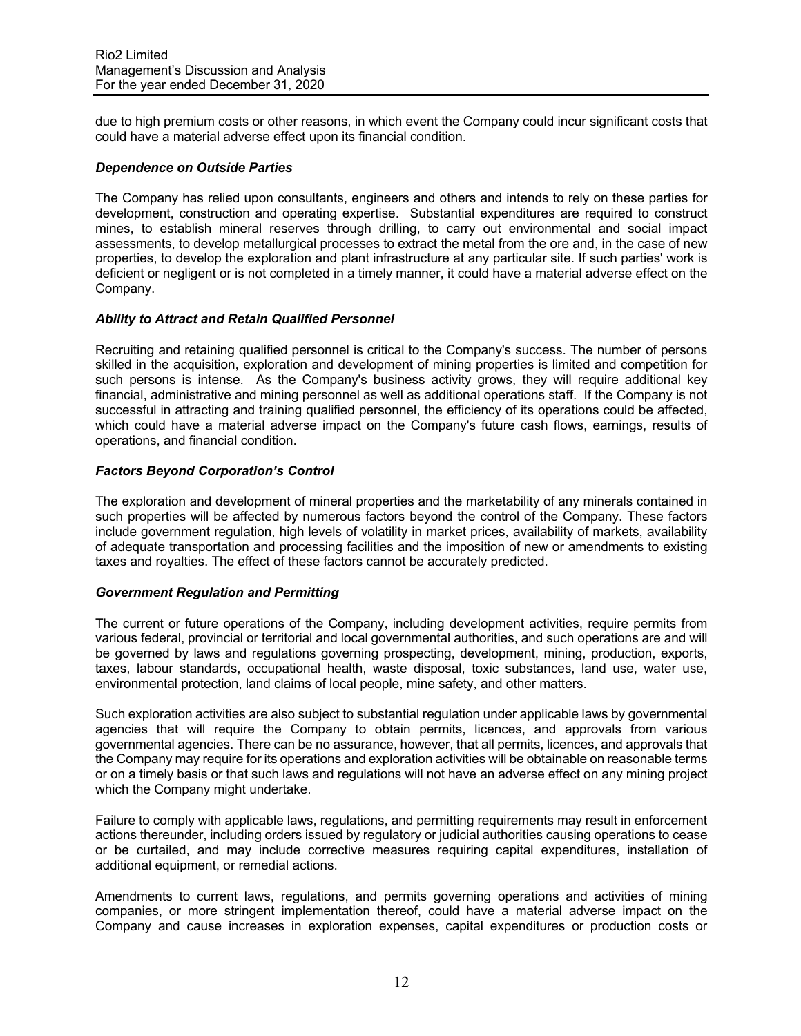due to high premium costs or other reasons, in which event the Company could incur significant costs that could have a material adverse effect upon its financial condition.

### *Dependence on Outside Parties*

The Company has relied upon consultants, engineers and others and intends to rely on these parties for development, construction and operating expertise. Substantial expenditures are required to construct mines, to establish mineral reserves through drilling, to carry out environmental and social impact assessments, to develop metallurgical processes to extract the metal from the ore and, in the case of new properties, to develop the exploration and plant infrastructure at any particular site. If such parties' work is deficient or negligent or is not completed in a timely manner, it could have a material adverse effect on the Company.

### *Ability to Attract and Retain Qualified Personnel*

Recruiting and retaining qualified personnel is critical to the Company's success. The number of persons skilled in the acquisition, exploration and development of mining properties is limited and competition for such persons is intense. As the Company's business activity grows, they will require additional key financial, administrative and mining personnel as well as additional operations staff. If the Company is not successful in attracting and training qualified personnel, the efficiency of its operations could be affected, which could have a material adverse impact on the Company's future cash flows, earnings, results of operations, and financial condition.

### *Factors Beyond Corporation's Control*

The exploration and development of mineral properties and the marketability of any minerals contained in such properties will be affected by numerous factors beyond the control of the Company. These factors include government regulation, high levels of volatility in market prices, availability of markets, availability of adequate transportation and processing facilities and the imposition of new or amendments to existing taxes and royalties. The effect of these factors cannot be accurately predicted.

### *Government Regulation and Permitting*

The current or future operations of the Company, including development activities, require permits from various federal, provincial or territorial and local governmental authorities, and such operations are and will be governed by laws and regulations governing prospecting, development, mining, production, exports, taxes, labour standards, occupational health, waste disposal, toxic substances, land use, water use, environmental protection, land claims of local people, mine safety, and other matters.

Such exploration activities are also subject to substantial regulation under applicable laws by governmental agencies that will require the Company to obtain permits, licences, and approvals from various governmental agencies. There can be no assurance, however, that all permits, licences, and approvals that the Company may require for its operations and exploration activities will be obtainable on reasonable terms or on a timely basis or that such laws and regulations will not have an adverse effect on any mining project which the Company might undertake.

Failure to comply with applicable laws, regulations, and permitting requirements may result in enforcement actions thereunder, including orders issued by regulatory or judicial authorities causing operations to cease or be curtailed, and may include corrective measures requiring capital expenditures, installation of additional equipment, or remedial actions.

Amendments to current laws, regulations, and permits governing operations and activities of mining companies, or more stringent implementation thereof, could have a material adverse impact on the Company and cause increases in exploration expenses, capital expenditures or production costs or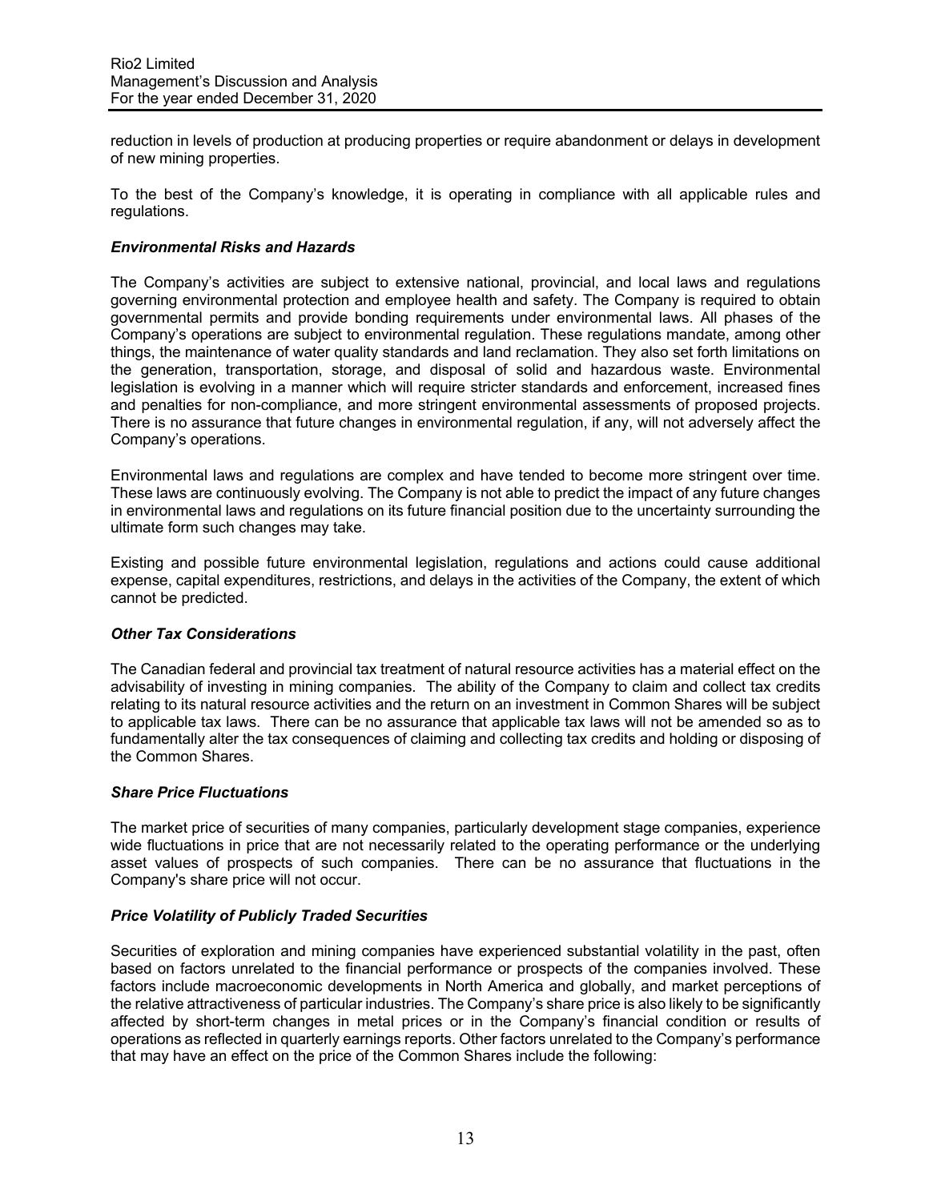reduction in levels of production at producing properties or require abandonment or delays in development of new mining properties.

To the best of the Company's knowledge, it is operating in compliance with all applicable rules and regulations.

***Environmental Risks and Hazards***

The Company's activities are subject to extensive national, provincial, and local laws and regulations governing environmental protection and employee health and safety. The Company is required to obtain governmental permits and provide bonding requirements under environmental laws. All phases of the Company's operations are subject to environmental regulation. These regulations mandate, among other things, the maintenance of water quality standards and land reclamation. They also set forth limitations on the generation, transportation, storage, and disposal of solid and hazardous waste. Environmental legislation is evolving in a manner which will require stricter standards and enforcement, increased fines and penalties for non-compliance, and more stringent environmental assessments of proposed projects. There is no assurance that future changes in environmental regulation, if any, will not adversely affect the Company's operations.

Environmental laws and regulations are complex and have tended to become more stringent over time. These laws are continuously evolving. The Company is not able to predict the impact of any future changes in environmental laws and regulations on its future financial position due to the uncertainty surrounding the ultimate form such changes may take.

Existing and possible future environmental legislation, regulations and actions could cause additional expense, capital expenditures, restrictions, and delays in the activities of the Company, the extent of which cannot be predicted.

***Other Tax Considerations***

The Canadian federal and provincial tax treatment of natural resource activities has a material effect on the advisability of investing in mining companies. The ability of the Company to claim and collect tax credits relating to its natural resource activities and the return on an investment in Common Shares will be subject to applicable tax laws. There can be no assurance that applicable tax laws will not be amended so as to fundamentally alter the tax consequences of claiming and collecting tax credits and holding or disposing of the Common Shares.

***Share Price Fluctuations***

The market price of securities of many companies, particularly development stage companies, experience wide fluctuations in price that are not necessarily related to the operating performance or the underlying asset values of prospects of such companies. There can be no assurance that fluctuations in the Company's share price will not occur.

***Price Volatility of Publicly Traded Securities***

Securities of exploration and mining companies have experienced substantial volatility in the past, often based on factors unrelated to the financial performance or prospects of the companies involved. These factors include macroeconomic developments in North America and globally, and market perceptions of the relative attractiveness of particular industries. The Company's share price is also likely to be significantly affected by short-term changes in metal prices or in the Company's financial condition or results of operations as reflected in quarterly earnings reports. Other factors unrelated to the Company's performance that may have an effect on the price of the Common Shares include the following: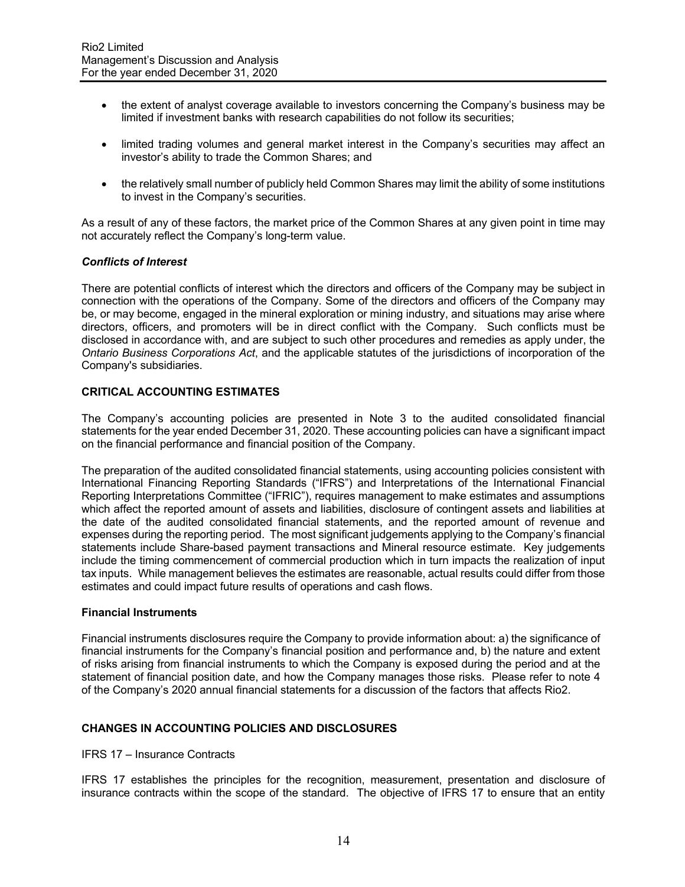- the extent of analyst coverage available to investors concerning the Company's business may be limited if investment banks with research capabilities do not follow its securities;
- limited trading volumes and general market interest in the Company's securities may affect an investor's ability to trade the Common Shares; and
- the relatively small number of publicly held Common Shares may limit the ability of some institutions to invest in the Company's securities.

As a result of any of these factors, the market price of the Common Shares at any given point in time may not accurately reflect the Company's long-term value.

***Conflicts of Interest***

There are potential conflicts of interest which the directors and officers of the Company may be subject in connection with the operations of the Company. Some of the directors and officers of the Company may be, or may become, engaged in the mineral exploration or mining industry, and situations may arise where directors, officers, and promoters will be in direct conflict with the Company. Such conflicts must be disclosed in accordance with, and are subject to such other procedures and remedies as apply under, the *Ontario Business Corporations Act*, and the applicable statutes of the jurisdictions of incorporation of the Company's subsidiaries.

## CRITICAL ACCOUNTING ESTIMATES

The Company's accounting policies are presented in Note 3 to the audited consolidated financial statements for the year ended December 31, 2020. These accounting policies can have a significant impact on the financial performance and financial position of the Company.

The preparation of the audited consolidated financial statements, using accounting policies consistent with International Financing Reporting Standards ("IFRS") and Interpretations of the International Financial Reporting Interpretations Committee ("IFRIC"), requires management to make estimates and assumptions which affect the reported amount of assets and liabilities, disclosure of contingent assets and liabilities at the date of the audited consolidated financial statements, and the reported amount of revenue and expenses during the reporting period. The most significant judgements applying to the Company's financial statements include Share-based payment transactions and Mineral resource estimate. Key judgements include the timing commencement of commercial production which in turn impacts the realization of input tax inputs. While management believes the estimates are reasonable, actual results could differ from those estimates and could impact future results of operations and cash flows.

### Financial Instruments

Financial instruments disclosures require the Company to provide information about: a) the significance of financial instruments for the Company's financial position and performance and, b) the nature and extent of risks arising from financial instruments to which the Company is exposed during the period and at the statement of financial position date, and how the Company manages those risks. Please refer to note 4 of the Company's 2020 annual financial statements for a discussion of the factors that affects Rio2.

## CHANGES IN ACCOUNTING POLICIES AND DISCLOSURES

IFRS 17 – Insurance Contracts

IFRS 17 establishes the principles for the recognition, measurement, presentation and disclosure of insurance contracts within the scope of the standard. The objective of IFRS 17 to ensure that an entity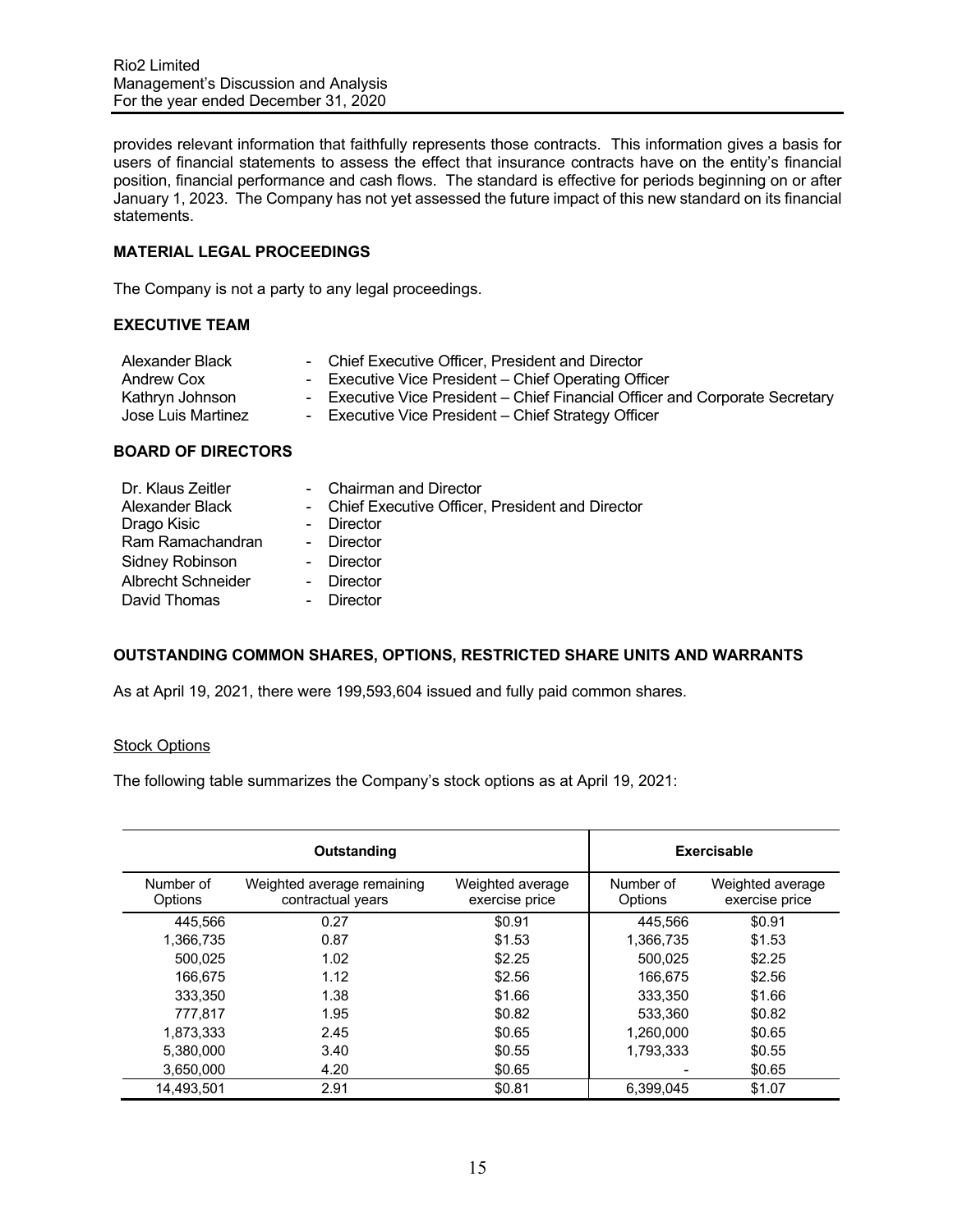provides relevant information that faithfully represents those contracts. This information gives a basis for users of financial statements to assess the effect that insurance contracts have on the entity's financial position, financial performance and cash flows. The standard is effective for periods beginning on or after January 1, 2023. The Company has not yet assessed the future impact of this new standard on its financial statements.

## MATERIAL LEGAL PROCEEDINGS

The Company is not a party to any legal proceedings.

## EXECUTIVE TEAM

| | |
|---|---|
| Alexander Black | - Chief Executive Officer, President and Director |
| Andrew Cox | - Executive Vice President – Chief Operating Officer |
| Kathryn Johnson | - Executive Vice President – Chief Financial Officer and Corporate Secretary |
| Jose Luis Martinez | - Executive Vice President – Chief Strategy Officer |

## BOARD OF DIRECTORS

| | |
|---|---|
| Dr. Klaus Zeitler | - Chairman and Director |
| Alexander Black | - Chief Executive Officer, President and Director |
| Drago Kisic | - Director |
| Ram Ramachandran | - Director |
| Sidney Robinson | - Director |
| Albrecht Schneider | - Director |
| David Thomas | - Director |

## OUTSTANDING COMMON SHARES, OPTIONS, RESTRICTED SHARE UNITS AND WARRANTS

As at April 19, 2021, there were 199,593,604 issued and fully paid common shares.

Stock Options

The following table summarizes the Company's stock options as at April 19, 2021:

| Outstanding | | | Exercisable | |
|---|---|---|---|---|
| Number of Options | Weighted average remaining contractual years | Weighted average exercise price | Number of Options | Weighted average exercise price |
| 445,566 | 0.27 | $0.91 | 445,566 | $0.91 |
| 1,366,735 | 0.87 | $1.53 | 1,366,735 | $1.53 |
| 500,025 | 1.02 | $2.25 | 500,025 | $2.25 |
| 166,675 | 1.12 | $2.56 | 166,675 | $2.56 |
| 333,350 | 1.38 | $1.66 | 333,350 | $1.66 |
| 777,817 | 1.95 | $0.82 | 533,360 | $0.82 |
| 1,873,333 | 2.45 | $0.65 | 1,260,000 | $0.65 |
| 5,380,000 | 3.40 | $0.55 | 1,793,333 | $0.55 |
| 3,650,000 | 4.20 | $0.65 | - | $0.65 |
| 14,493,501 | 2.91 | $0.81 | 6,399,045 | $1.07 |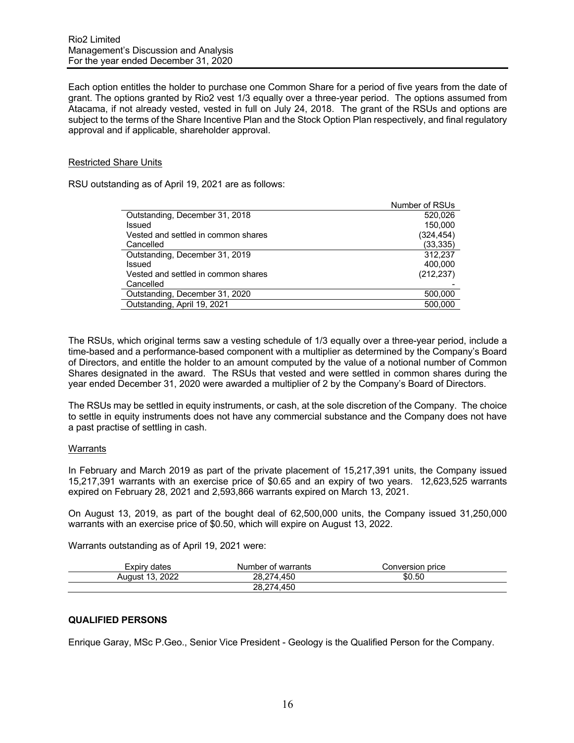Each option entitles the holder to purchase one Common Share for a period of five years from the date of grant. The options granted by Rio2 vest 1/3 equally over a three-year period. The options assumed from Atacama, if not already vested, vested in full on July 24, 2018. The grant of the RSUs and options are subject to the terms of the Share Incentive Plan and the Stock Option Plan respectively, and final regulatory approval and if applicable, shareholder approval.

Restricted Share Units

RSU outstanding as of April 19, 2021 are as follows:

| | Number of RSUs |
|---|---|
| Outstanding, December 31, 2018 | 520,026 |
| Issued | 150,000 |
| Vested and settled in common shares | (324,454) |
| Cancelled | (33,335) |
| Outstanding, December 31, 2019 | 312,237 |
| Issued | 400,000 |
| Vested and settled in common shares | (212,237) |
| Cancelled | - |
| Outstanding, December 31, 2020 | 500,000 |
| Outstanding, April 19, 2021 | 500,000 |

The RSUs, which original terms saw a vesting schedule of 1/3 equally over a three-year period, include a time-based and a performance-based component with a multiplier as determined by the Company's Board of Directors, and entitle the holder to an amount computed by the value of a notional number of Common Shares designated in the award. The RSUs that vested and were settled in common shares during the year ended December 31, 2020 were awarded a multiplier of 2 by the Company's Board of Directors.

The RSUs may be settled in equity instruments, or cash, at the sole discretion of the Company. The choice to settle in equity instruments does not have any commercial substance and the Company does not have a past practise of settling in cash.

Warrants

In February and March 2019 as part of the private placement of 15,217,391 units, the Company issued 15,217,391 warrants with an exercise price of $0.65 and an expiry of two years. 12,623,525 warrants expired on February 28, 2021 and 2,593,866 warrants expired on March 13, 2021.

On August 13, 2019, as part of the bought deal of 62,500,000 units, the Company issued 31,250,000 warrants with an exercise price of $0.50, which will expire on August 13, 2022.

Warrants outstanding as of April 19, 2021 were:

| Expiry dates | Number of warrants | Conversion price |
|---|---|---|
| August 13, 2022 | 28,274,450 | $0.50 |
| | 28,274,450 | |

**QUALIFIED PERSONS**

Enrique Garay, MSc P.Geo., Senior Vice President - Geology is the Qualified Person for the Company.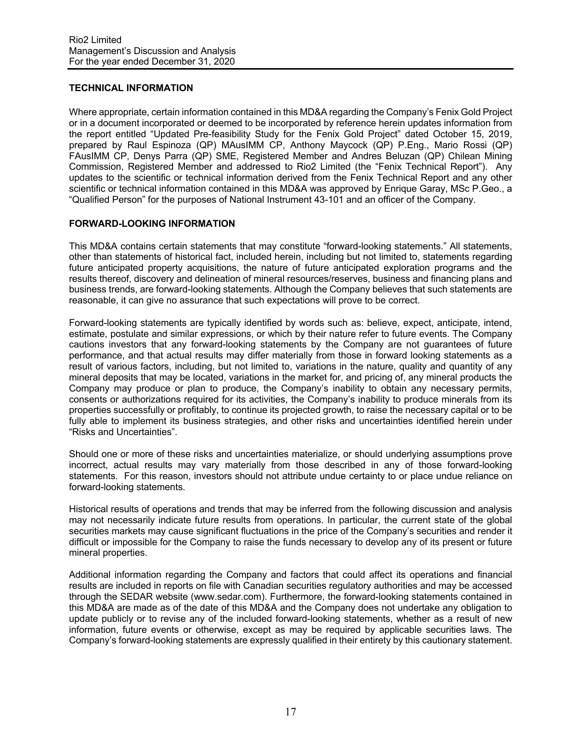## TECHNICAL INFORMATION

Where appropriate, certain information contained in this MD&A regarding the Company's Fenix Gold Project or in a document incorporated or deemed to be incorporated by reference herein updates information from the report entitled "Updated Pre-feasibility Study for the Fenix Gold Project" dated October 15, 2019, prepared by Raul Espinoza (QP) MAusIMM CP, Anthony Maycock (QP) P.Eng., Mario Rossi (QP) FAusIMM CP, Denys Parra (QP) SME, Registered Member and Andres Beluzan (QP) Chilean Mining Commission, Registered Member and addressed to Rio2 Limited (the "Fenix Technical Report"). Any updates to the scientific or technical information derived from the Fenix Technical Report and any other scientific or technical information contained in this MD&A was approved by Enrique Garay, MSc P.Geo., a "Qualified Person" for the purposes of National Instrument 43-101 and an officer of the Company.

## FORWARD-LOOKING INFORMATION

This MD&A contains certain statements that may constitute "forward-looking statements." All statements, other than statements of historical fact, included herein, including but not limited to, statements regarding future anticipated property acquisitions, the nature of future anticipated exploration programs and the results thereof, discovery and delineation of mineral resources/reserves, business and financing plans and business trends, are forward-looking statements. Although the Company believes that such statements are reasonable, it can give no assurance that such expectations will prove to be correct.

Forward-looking statements are typically identified by words such as: believe, expect, anticipate, intend, estimate, postulate and similar expressions, or which by their nature refer to future events. The Company cautions investors that any forward-looking statements by the Company are not guarantees of future performance, and that actual results may differ materially from those in forward looking statements as a result of various factors, including, but not limited to, variations in the nature, quality and quantity of any mineral deposits that may be located, variations in the market for, and pricing of, any mineral products the Company may produce or plan to produce, the Company's inability to obtain any necessary permits, consents or authorizations required for its activities, the Company's inability to produce minerals from its properties successfully or profitably, to continue its projected growth, to raise the necessary capital or to be fully able to implement its business strategies, and other risks and uncertainties identified herein under "Risks and Uncertainties".

Should one or more of these risks and uncertainties materialize, or should underlying assumptions prove incorrect, actual results may vary materially from those described in any of those forward-looking statements. For this reason, investors should not attribute undue certainty to or place undue reliance on forward-looking statements.

Historical results of operations and trends that may be inferred from the following discussion and analysis may not necessarily indicate future results from operations. In particular, the current state of the global securities markets may cause significant fluctuations in the price of the Company's securities and render it difficult or impossible for the Company to raise the funds necessary to develop any of its present or future mineral properties.

Additional information regarding the Company and factors that could affect its operations and financial results are included in reports on file with Canadian securities regulatory authorities and may be accessed through the SEDAR website (www.sedar.com). Furthermore, the forward-looking statements contained in this MD&A are made as of the date of this MD&A and the Company does not undertake any obligation to update publicly or to revise any of the included forward-looking statements, whether as a result of new information, future events or otherwise, except as may be required by applicable securities laws. The Company's forward-looking statements are expressly qualified in their entirety by this cautionary statement.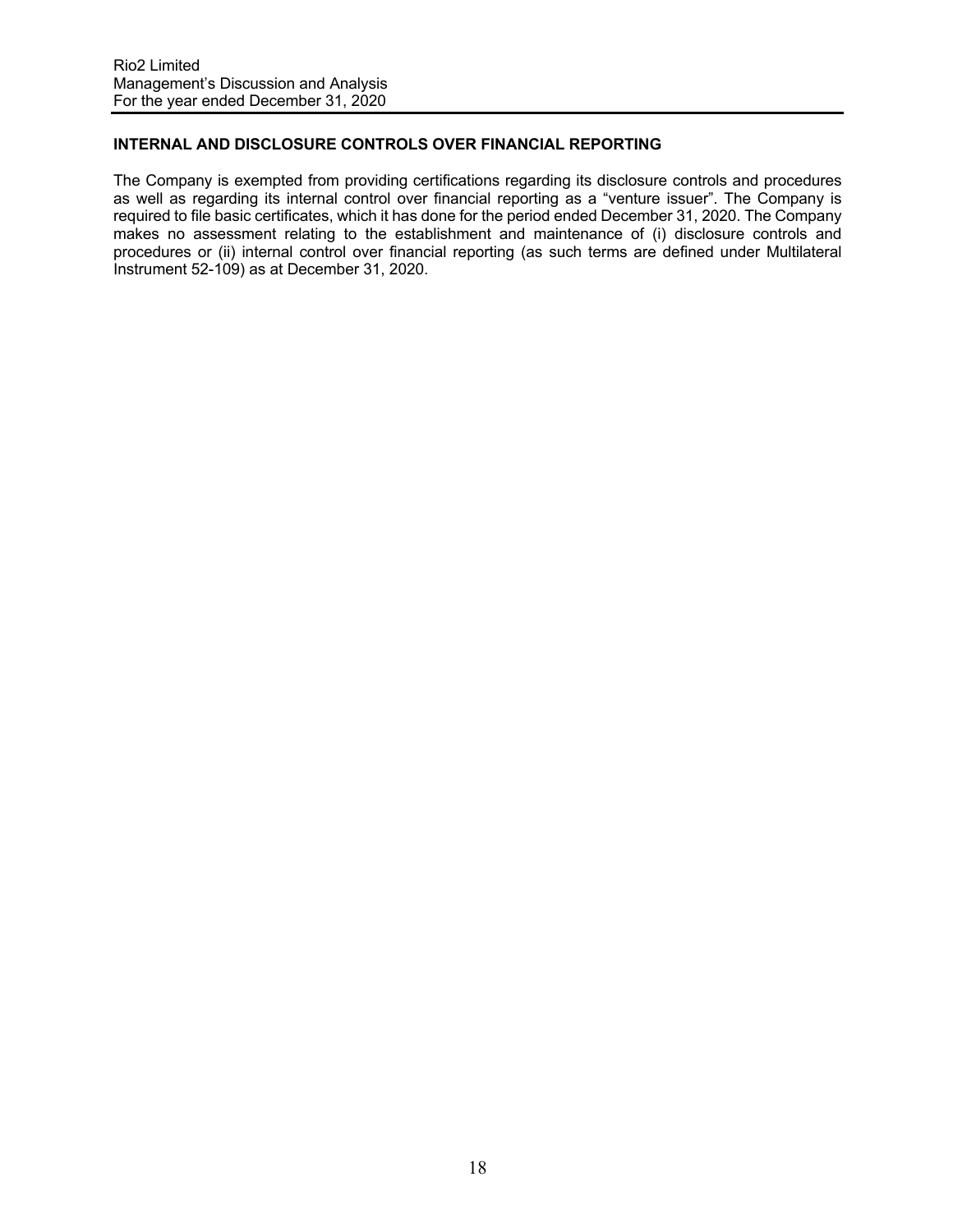## INTERNAL AND DISCLOSURE CONTROLS OVER FINANCIAL REPORTING

The Company is exempted from providing certifications regarding its disclosure controls and procedures as well as regarding its internal control over financial reporting as a "venture issuer". The Company is required to file basic certificates, which it has done for the period ended December 31, 2020. The Company makes no assessment relating to the establishment and maintenance of (i) disclosure controls and procedures or (ii) internal control over financial reporting (as such terms are defined under Multilateral Instrument 52-109) as at December 31, 2020.